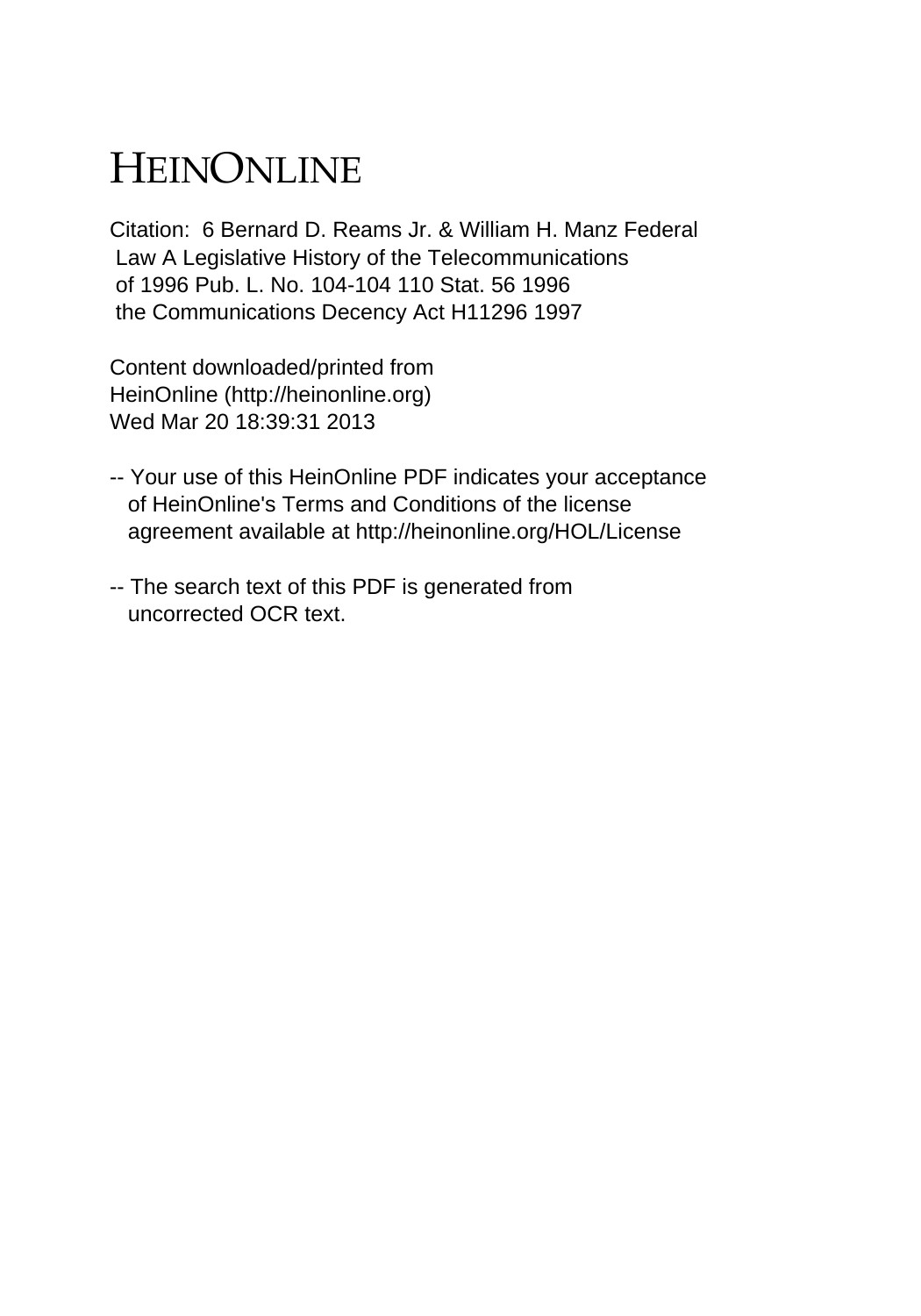# HEINONLINE

Citation: 6 Bernard D. Reams Jr. & William H. Manz Federal Law A Legislative History of the Telecommunications of 1996 Pub. L. No. 104-104 110 Stat. 56 1996 the Communications Decency Act H11296 1997

Content downloaded/printed from HeinOnline (http://heinonline.org)
Wed Mar 20 18:39:31 2013

-- Your use of this HeinOnline PDF indicates your acceptance of HeinOnline's Terms and Conditions of the license agreement available at http://heinonline.org/HOL/License

-- The search text of this PDF is generated from uncorrected OCR text.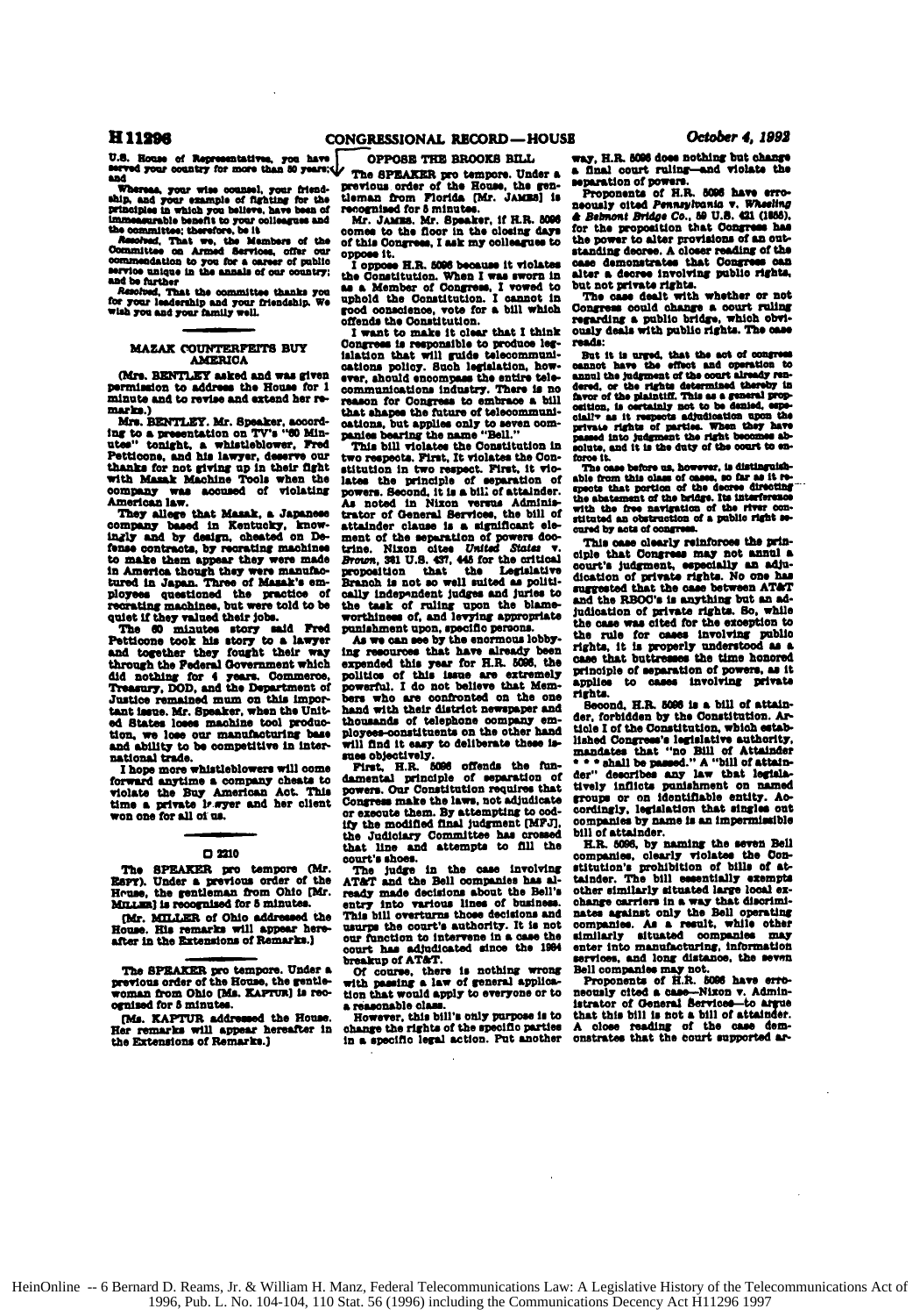U.S. House of Representatives, you have served your country for more than 50 years; and

Whereas, your wise counsel, your friendship, and your example of fighting for the principles in which you believe, have been of immeasurable benefit to your colleagues and the committee; therefore, be it

*Resolved*, That we, the Members of the Committee on Armed Services, offer our commendation to you for a career of public service unique in the annals of our country; and be further

*Resolved*, That the committee thanks you for your leadership and your friendship. We wish you and your family well.

## MAZAK COUNTERFEITS BUY AMERICA

(Mrs. BENTLEY asked and was given permission to address the House for 1 minute and to revise and extend her remarks.)

Mrs. BENTLEY. Mr. Speaker, according to a presentation on TV's "60 Minutes" tonight, a whistleblower, Fred Petticone, and his lawyer, deserve our thanks for not giving up in their fight with Mazak Machine Tools when the company was accused of violating American law.

They allege that Mazak, a Japanese company based in Kentucky, knowingly and by design, cheated on Defense contracts, by recrating machines to make them appear they were made in America though they were manufactured in Japan. Three of Mazak's employees questioned the practice of recrating machines, but were told to be quiet if they valued their jobs.

The 60 minutes story said Fred Petticone took his story to a lawyer and together they fought their way through the Federal Government which did nothing for 4 years. Commerce, Treasury, DOD, and the Department of Justice remained mum on this important issue. Mr. Speaker, when the United States loses machine tool production, we lose our manufacturing base and ability to be competitive in international trade.

I hope more whistleblowers will come forward anytime a company cheats to violate the Buy American Act. This time a private lawyer and her client won one for all of us.

□ 2210

The SPEAKER pro tempore (Mr. ESPY). Under a previous order of the House, the gentleman from Ohio [Mr. MILLER] is recognized for 5 minutes.

[Mr. MILLER of Ohio addressed the House. His remarks will appear hereafter in the Extensions of Remarks.]

The SPEAKER pro tempore. Under a previous order of the House, the gentlewoman from Ohio [Ms. KAPTUR] is recognized for 5 minutes.

[Ms. KAPTUR addressed the House. Her remarks will appear hereafter in the Extensions of Remarks.]

## OPPOSE THE BROOKS BILL

The SPEAKER pro tempore. Under a previous order of the House, the gentleman from Florida [Mr. JAMES] is recognized for 5 minutes.

Mr. JAMES. Mr. Speaker, if H.R. 5096 comes to the floor in the closing days of this Congress, I ask my colleagues to oppose it.

I oppose H.R. 5096 because it violates the Constitution. When I was sworn in as a Member of Congress, I vowed to uphold the Constitution. I cannot in good conscience, vote for a bill which offends the Constitution.

I want to make it clear that I think Congress is responsible to produce legislation that will guide telecommunications policy. Such legislation, however, should encompass the entire telecommunications industry. There is no reason for Congress to embrace a bill that shapes the future of telecommunications, but applies only to seven companies bearing the name "Bell."

This bill violates the Constitution in two respects. First, it violates the Constitution in two respect. First, it violates the principle of separation of powers. Second, it is a bill of attainder. As noted in Nixon versus Administrator of General Services, the bill of attainder clause is a significant element of the separation of powers doctrine. Nixon cites *United States* v. *Brown*, 381 U.S. 437, 445 for the critical proposition that the Legislative Branch is not so well suited as politically independent judges and juries to the task of ruling upon the blameworthiness of, and levying appropriate punishment upon, specific persons.

As we can see by the enormous lobbying resources that have already been expended this year for H.R. 5096, the politics of this issue are extremely powerful. I do not believe that Members who are confronted on the one hand with their district newspaper and thousands of telephone company employees-constituents on the other hand will find it easy to deliberate these issues objectively.

First, H.R. 5096 offends the fundamental principle of separation of powers. Our Constitution requires that Congress make the laws, not adjudicate or execute them. By attempting to codify the modified final judgment [MFJ], the Judiciary Committee has crossed that line and attempts to fill the court's shoes.

The judge in the case involving AT&T and the Bell companies has already made decisions about the Bell's entry into various lines of business. This bill overturns those decisions and usurps the court's authority. It is not our function to intervene in a case the court has adjudicated since the 1984 breakup of AT&T.

Of course, there is nothing wrong with passing a law of general application that would apply to everyone or to a reasonable class.

However, this bill's only purpose is to change the rights of the specific parties in a specific legal action. Put another way, H.R. 5096 does nothing but change a final court ruling—and violate the separation of powers.

Proponents of H.R. 5096 have erroneously cited *Pennsylvania* v. *Wheeling & Belmont Bridge Co.*, 59 U.S. 421 (1855), for the proposition that Congress has the power to alter provisions of an outstanding decree. A closer reading of the case demonstrates that Congress can alter a decree involving public rights, but not private rights.

The case dealt with whether or not Congress could change a court ruling regarding a public bridge, which obviously deals with public rights. The case reads:

> But it is urged, that the act of congress cannot have the effect and operation to annul the judgment of the court already rendered, or the rights determined thereby in favor of the plaintiff. This as a general proposition, is certainly not to be denied, especially as it respects adjudication upon the private rights of parties. When they have passed into judgment the right becomes absolute, and it is the duty of the court to enforce it.
>
> The case before us, however, is distinguishable from this class of cases, so far as it respects that portion of the decree directing the abatement of the bridge. Its interference with the free navigation of the river constituted an obstruction of a public right secured by acts of congress.

This case clearly reinforces the principle that Congress may not annul a court's judgment, especially an adjudication of private rights. No one has suggested that the case between AT&T and the RBOC's is anything but an adjudication of private rights. So, while the case was cited for the exception to the rule for cases involving public rights, it is properly understood as a case that buttresses the time honored principle of separation of powers, as it applies to cases involving private rights.

Second, H.R. 5096 is a bill of attainder, forbidden by the Constitution. Article I of the Constitution, which established Congress's legislative authority, mandates that "no Bill of Attainder * * * shall be passed." A "bill of attainder" describes any law that legislatively inflicts punishment on named groups or on identifiable entity. Accordingly, legislation that singles out companies by name is an impermissible bill of attainder.

H.R. 5096, by naming the seven Bell companies, clearly violates the Constitution's prohibition of bills of attainder. The bill essentially exempts other similarly situated large local exchange carriers in a way that discriminates against only the Bell operating companies. As a result, while other similarly situated companies may enter into manufacturing, information services, and long distance, the seven Bell companies may not.

Proponents of H.R. 5096 have erroneously cited a case—Nixon v. Administrator of General Services—to argue that this bill is not a bill of attainder. A close reading of the case demonstrates that the court supported ar-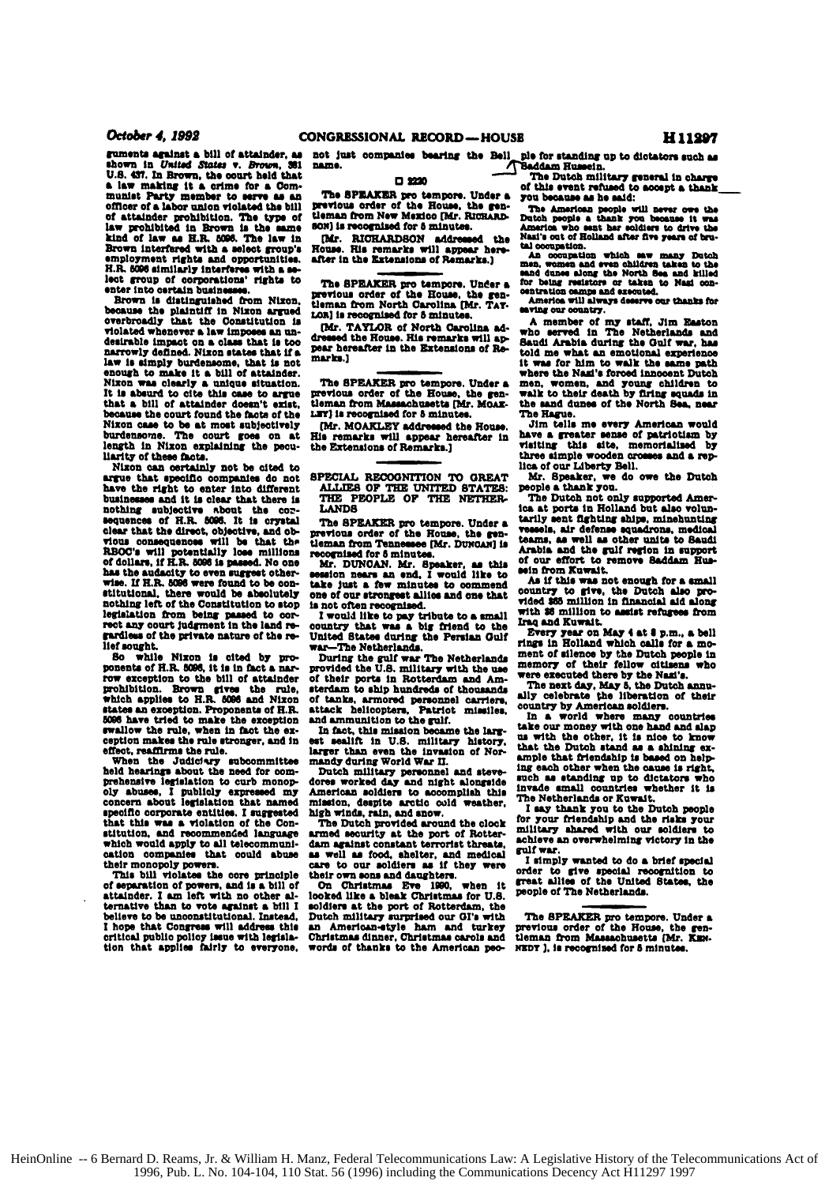guments against a bill of attainder, as shown in *United States* v. *Brown*, 381 U.S. 437. In Brown, the court held that a law making it a crime for a Communist Party member to serve as an officer of a labor union violated the bill of attainder prohibition. The type of law prohibited in Brown is the same kind of law as H.R. 5096. The law in Brown interfered with a select group's employment rights and opportunities. H.R. 5096 similarly interferes with a select group of corporations' rights to enter into certain businesses.

Brown is distinguished from Nixon, because the plaintiff in Nixon argued overbroadly that the Constitution is violated whenever a law imposes an undesirable impact on a class that is too narrowly defined. Nixon states that if a law is simply burdensome, that is not enough to make it a bill of attainder. Nixon was clearly a unique situation. It is absurd to cite this case to argue that a bill of attainder doesn't exist, because the court found the facts of the Nixon case to be at most subjectively burdensome. The court goes on at length in Nixon explaining the peculiarity of these facts.

Nixon can certainly not be cited to argue that specific companies do not have the right to enter into different businesses and it is clear that there is nothing subjective about the consequences of H.R. 5096. It is crystal clear that the direct, objective, and obvious consequences will be that the RBOC's will potentially lose millions of dollars, if H.R. 5096 is passed. No one has the audacity to even suggest otherwise. If H.R. 5096 were found to be constitutional, there would be absolutely nothing left of the Constitution to stop legislation from being passed to correct any court judgment in the land regardless of the private nature of the relief sought.

So while Nixon is cited by proponents of H.R. 5096, it is in fact a narrow exception to the bill of attainder prohibition. Brown gives the rule, which applies to H.R. 5096 and Nixon states an exception. Proponents of H.R. 5096 have tried to make the exception swallow the rule, when in fact the exception makes the rule stronger, and in effect, reaffirms the rule.

When the Judiciary subcommittee held hearings about the need for comprehensive legislation to curb monopoly abuses, I publicly expressed my concern about legislation that named specific corporate entities. I suggested that this was a violation of the Constitution, and recommended language which would apply to all telecommunication companies that could abuse their monopoly powers.

This bill violates the core principle of separation of powers, and is a bill of attainder. I am left with no other alternative than to vote against a bill I believe to be unconstitutional. Instead, I hope that Congress will address this critical public policy issue with legislation that applies fairly to everyone, not just companies bearing the Bell name.

☐ 2220

The SPEAKER pro tempore. Under a previous order of the House, the gentleman from New Mexico [Mr. RICHARDSON] is recognized for 5 minutes.

[Mr. RICHARDSON addressed the House. His remarks will appear hereafter in the Extensions of Remarks.]

The SPEAKER pro tempore. Under a previous order of the House, the gentleman from North Carolina [Mr. TAYLOR] is recognized for 5 minutes.

[Mr. TAYLOR of North Carolina addressed the House. His remarks will appear hereafter in the Extensions of Remarks.]

The SPEAKER pro tempore. Under a previous order of the House, the gentleman from Massachusetts [Mr. MOAKLEY] is recognized for 5 minutes.

[Mr. MOAKLEY addressed the House. His remarks will appear hereafter in the Extensions of Remarks.]

## SPECIAL RECOGNITION TO GREAT ALLIES OF THE UNITED STATES: THE PEOPLE OF THE NETHERLANDS

The SPEAKER pro tempore. Under a previous order of the House, the gentleman from Tennessee [Mr. DUNCAN] is recognized for 5 minutes.

Mr. DUNCAN. Mr. Speaker, as this session nears an end, I would like to take just a few minutes to commend one of our strongest allies and one that is not often recognized.

I would like to pay tribute to a small country that was a big friend to the United States during the Persian Gulf war—The Netherlands.

During the gulf war The Netherlands provided the U.S. military with the use of their ports in Rotterdam and Amsterdam to ship hundreds of thousands of tanks, armored personnel carriers, attack helicopters, Patriot missiles, and ammunition to the gulf.

In fact, this mission became the largest sealift in U.S. military history, larger than even the invasion of Normandy during World War II.

Dutch military personnel and stevedores worked day and night alongside American soldiers to accomplish this mission, despite arctic cold weather, high winds, rain, and snow.

The Dutch provided around the clock armed security at the port of Rotterdam against constant terrorist threats, as well as food, shelter, and medical care to our soldiers as if they were their own sons and daughters.

On Christmas Eve 1990, when it looked like a bleak Christmas for U.S. soldiers at the port of Rotterdam, the Dutch military surprised our GI's with an American-style ham and turkey Christmas dinner, Christmas carols and words of thanks to the American people for standing up to dictators such as Saddam Hussein.

The Dutch military general in charge of this event refused to accept a thank you because as he said:

> The American people will never owe the Dutch people a thank you because it was America who sent her soldiers to drive the Nazi's out of Holland after five years of brutal occupation.
>
> An occupation which saw many Dutch men, women and even children taken to the sand dunes along the North Sea and killed for being resistors or taken to Nazi concentration camps and executed.
>
> America will always deserve our thanks for saving our country.

A member of my staff, Jim Easton who served in The Netherlands and Saudi Arabia during the Gulf war, has told me what an emotional experience it was for him to walk the same path where the Nazi's forced innocent Dutch men, women, and young children to walk to their death by firing squads in the sand dunes of the North Sea, near The Hague.

Jim tells me every American would have a greater sense of patriotism by visiting this site, memorialized by three simple wooden crosses and a replica of our Liberty Bell.

Mr. Speaker, we do owe the Dutch people a thank you.

The Dutch not only supported America at ports in Holland but also voluntarily sent fighting ships, minehunting vessels, air defense squadrons, medical teams, as well as other units to Saudi Arabia and the gulf region in support of our effort to remove Saddam Hussein from Kuwait.

As if this was not enough for a small country to give, the Dutch also provided $65 million in financial aid along with $8 million to assist refugees from Iraq and Kuwait.

Every year on May 4 at 8 p.m., a bell rings in Holland which calls for a moment of silence by the Dutch people in memory of their fellow citizens who were executed there by the Nazi's.

The next day, May 5, the Dutch annually celebrate the liberation of their country by American soldiers.

In a world where many countries take our money with one hand and slap us with the other, it is nice to know that the Dutch stand as a shining example that friendship is based on helping each other when the cause is right, such as standing up to dictators who invade small countries whether it is The Netherlands or Kuwait.

I say thank you to the Dutch people for your friendship and the risks your military shared with our soldiers to achieve an overwhelming victory in the gulf war.

I simply wanted to do a brief special order to give special recognition to great allies of the United States, the people of The Netherlands.

The SPEAKER pro tempore. Under a previous order of the House, the gentleman from Massachusetts [Mr. KENNEDY], is recognized for 5 minutes.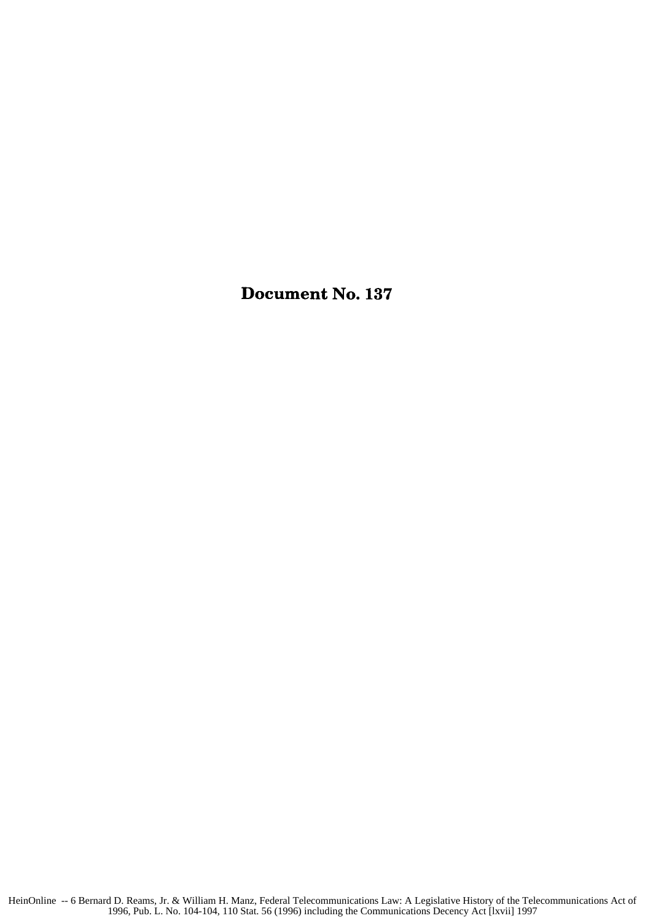**Document No. 137**